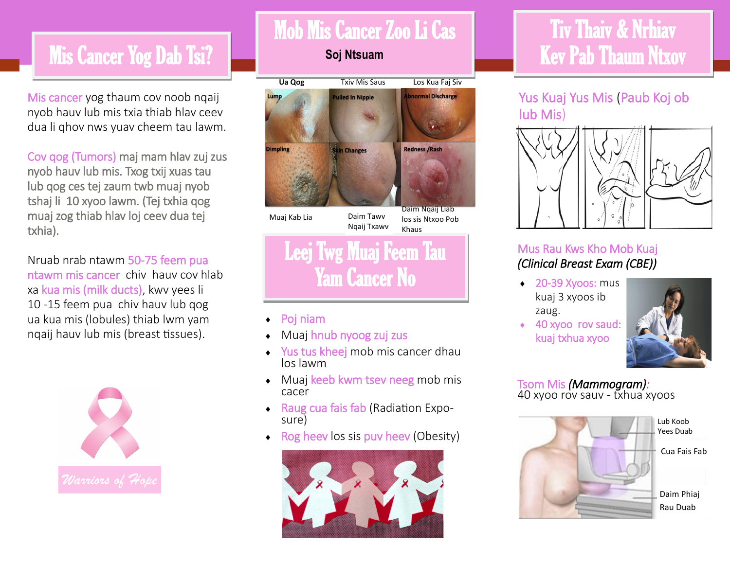# Mis Cancer Yog Dab Tsi?

Mis cancer yog thaum cov noob nqaij nyob hauv lub mis txia thiab hlav ceev dua li qhov nws yuav cheem tau lawm.

Cov qog (Tumors) maj mam hlav zuj zus nyob hauv lub mis. Txog txij xuas tau lub qog ces tej zaum twb muaj nyob tshaj li 10 xyoo lawm. (Tej txhia qog muaj zog thiab hlav loj ceev dua tej txhia).

Nruab nrab ntawm 50-75 feem pua ntawm mis cancer chiv hauv cov hlab xa kua mis (milk ducts), kwv yees li 10 -15 feem pua chiv hauv lub qog ua kua mis (lobules) thiab lwm yam nqaij hauv lub mis (breast tissues).

Warriors of Hope

# Mob Mis Cancer Zoo Li Cas

**Soj Ntsuam**

| Ua Qog | Txiv Mis Saus | Los Kua Faj Siv |
|---|---|---|
| Lump | Pulled In Nipple | Abnormal Discharge |
| Dimpling | Skin Changes | Redness /Rash |
| Muaj Kab Lia | Daim Tawv Nqaij Txawv | Daim Nqaij Liab los sis Ntxoo Pob Khaus |

# Leej Twg Muaj Feem Tau Yam Cancer No

- Poj niam
- Muaj hnub nyoog zuj zus
- Yus tus kheej mob mis cancer dhau los lawm
- Muaj keeb kwm tsev neeg mob mis cacer
- Raug cua fais fab (Radiation Exposure)
- Rog heev los sis puv heev (Obesity)

# Tiv Thaiv & Nrhiav Kev Pab Thaum Ntxov

## Yus Kuaj Yus Mis (Paub Koj ob lub Mis)

## Mus Rau Kws Kho Mob Kuaj *(Clinical Breast Exam (CBE))*

- 20-39 Xyoos: mus kuaj 3 xyoos ib zaug.
- 40 xyoo rov saud: kuaj txhua xyoo

## Tsom Mis *(Mammogram)*:

40 xyoo rov sauv - txhua xyoos

Lub Koob Yees Duab

Cua Fais Fab

Daim Phiaj Rau Duab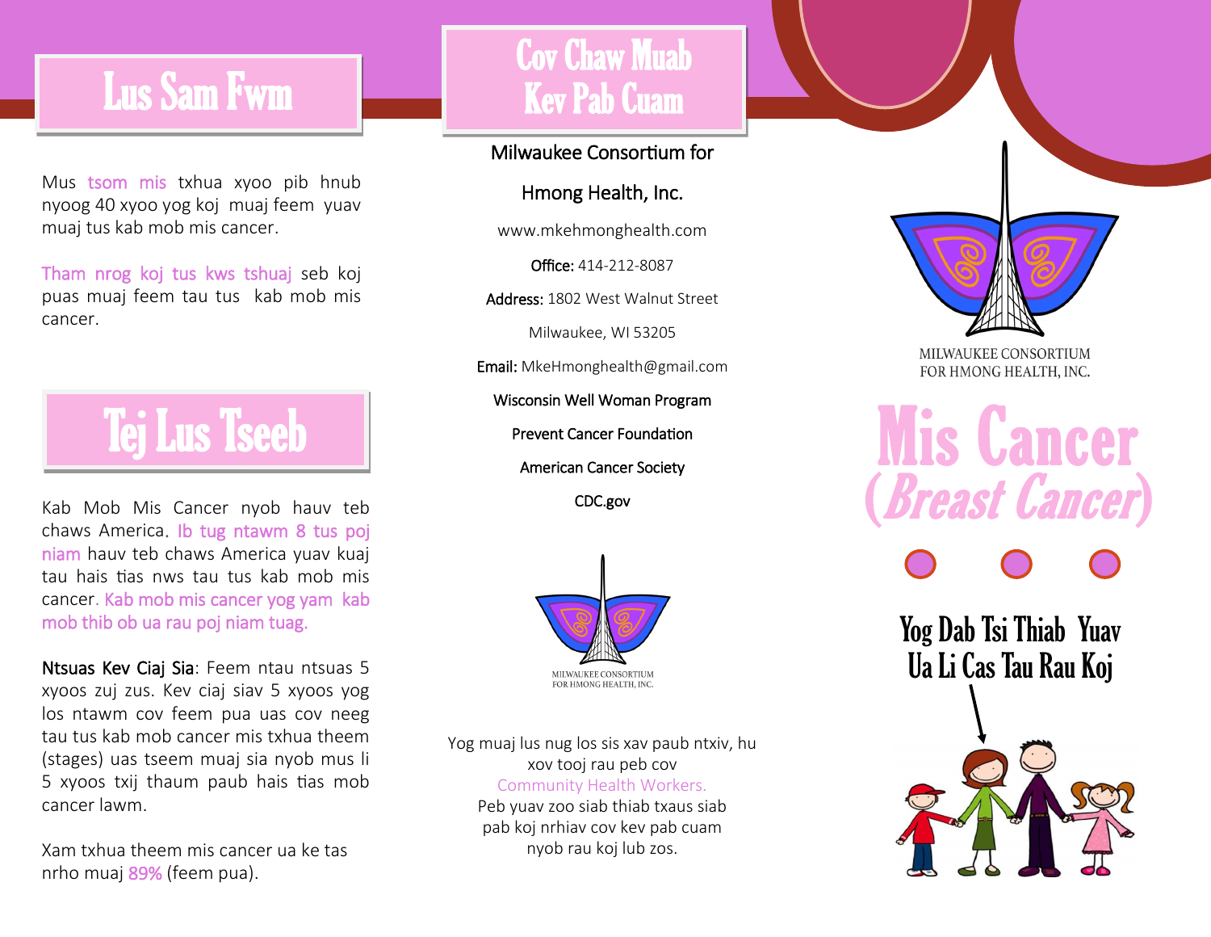# Lus Sam Fwm

Mus tsom mis txhua xyoo pib hnub nyoog 40 xyoo yog koj muaj feem yuav muaj tus kab mob mis cancer.

Tham nrog koj tus kws tshuaj seb koj puas muaj feem tau tus kab mob mis cancer.

# Tej Lus Tseeb

Kab Mob Mis Cancer nyob hauv teb chaws America. Ib tug ntawm 8 tus poj niam hauv teb chaws America yuav kuaj tau hais tias nws tau tus kab mob mis cancer. Kab mob mis cancer yog yam kab mob thib ob ua rau poj niam tuag.

**Ntsuas Kev Ciaj Sia**: Feem ntau ntsuas 5 xyoos zuj zus. Kev ciaj siav 5 xyoos yog los ntawm cov feem pua uas cov neeg tau tus kab mob cancer mis txhua theem (stages) uas tseem muaj sia nyob mus li 5 xyoos txij thaum paub hais tias mob cancer lawm.

Xam txhua theem mis cancer ua ke tas nrho muaj 89% (feem pua).

# Cov Chaw Muab Kev Pab Cuam

Milwaukee Consortium for Hmong Health, Inc.

www.mkehmonghealth.com

**Office:** 414-212-8087

**Address:** 1802 West Walnut Street

Milwaukee, WI 53205

**Email:** MkeHmonghealth@gmail.com

Wisconsin Well Woman Program

Prevent Cancer Foundation

American Cancer Society

CDC.gov

MILWAUKEE CONSORTIUM FOR HMONG HEALTH, INC.

Yog muaj lus nug los sis xav paub ntxiv, hu xov tooj rau peb cov Community Health Workers. Peb yuav zoo siab thiab txaus siab pab koj nrhiav cov kev pab cuam nyob rau koj lub zos.

MILWAUKEE CONSORTIUM FOR HMONG HEALTH, INC.

# Mis Cancer (*Breast Cancer*)

## Yog Dab Tsi Thiab Yuav Ua Li Cas Tau Rau Koj